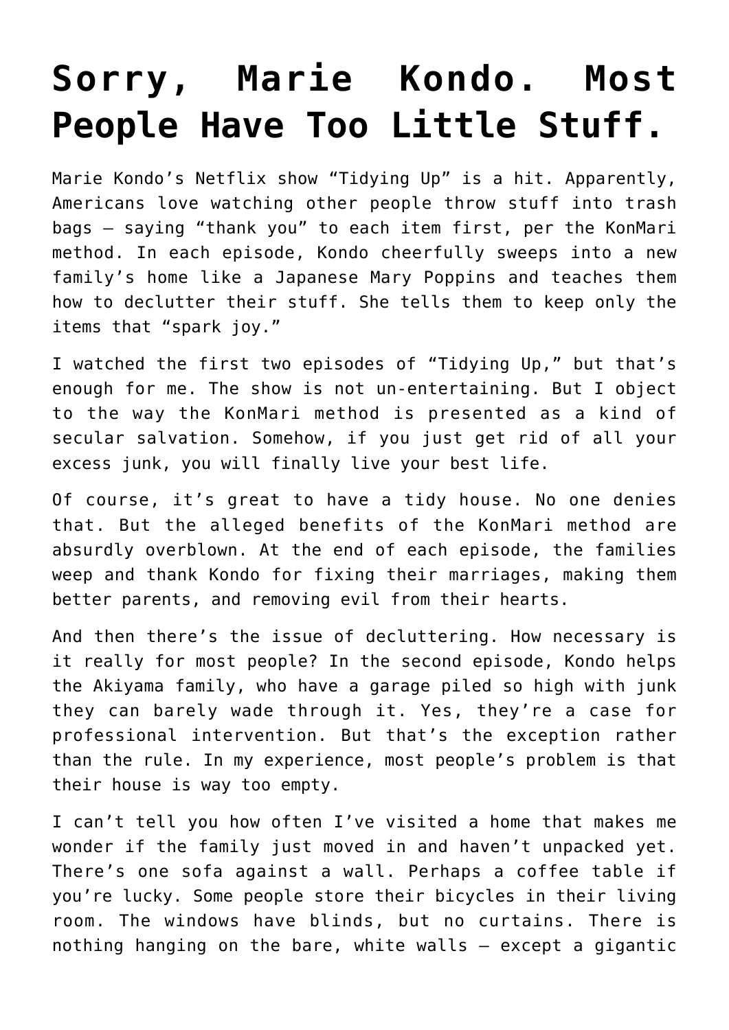# Sorry, Marie Kondo. Most People Have Too Little Stuff.

Marie Kondo’s Netflix show “Tidying Up” is a hit. Apparently, Americans love watching other people throw stuff into trash bags – saying “thank you” to each item first, per the KonMari method. In each episode, Kondo cheerfully sweeps into a new family’s home like a Japanese Mary Poppins and teaches them how to declutter their stuff. She tells them to keep only the items that “spark joy.”

I watched the first two episodes of “Tidying Up,” but that’s enough for me. The show is not un-entertaining. But I object to the way the KonMari method is presented as a kind of secular salvation. Somehow, if you just get rid of all your excess junk, you will finally live your best life.

Of course, it’s great to have a tidy house. No one denies that. But the alleged benefits of the KonMari method are absurdly overblown. At the end of each episode, the families weep and thank Kondo for fixing their marriages, making them better parents, and removing evil from their hearts.

And then there’s the issue of decluttering. How necessary is it really for most people? In the second episode, Kondo helps the Akiyama family, who have a garage piled so high with junk they can barely wade through it. Yes, they’re a case for professional intervention. But that’s the exception rather than the rule. In my experience, most people’s problem is that their house is way too empty.

I can’t tell you how often I’ve visited a home that makes me wonder if the family just moved in and haven’t unpacked yet. There’s one sofa against a wall. Perhaps a coffee table if you’re lucky. Some people store their bicycles in their living room. The windows have blinds, but no curtains. There is nothing hanging on the bare, white walls – except a gigantic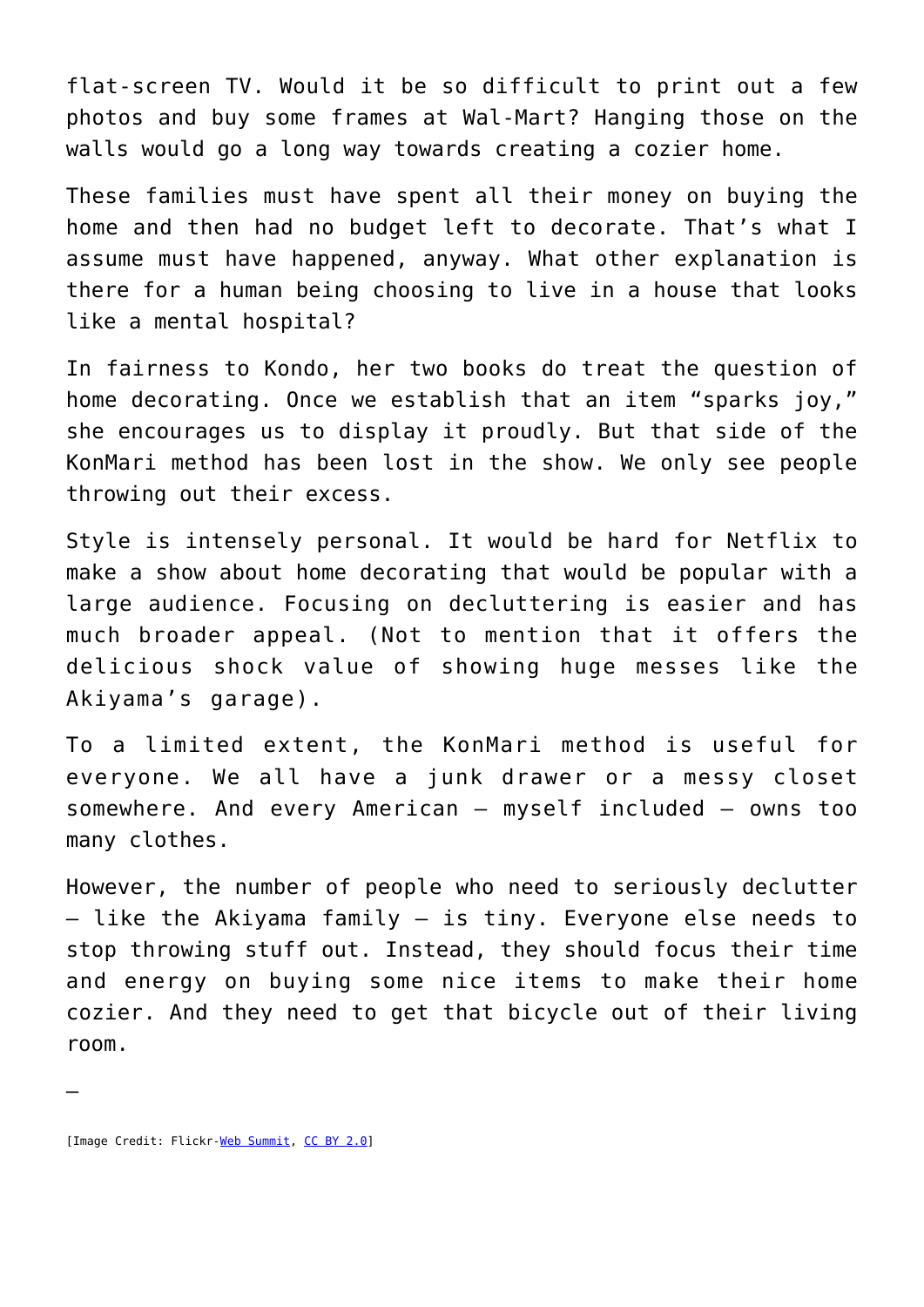flat-screen TV. Would it be so difficult to print out a few photos and buy some frames at Wal-Mart? Hanging those on the walls would go a long way towards creating a cozier home.

These families must have spent all their money on buying the home and then had no budget left to decorate. That's what I assume must have happened, anyway. What other explanation is there for a human being choosing to live in a house that looks like a mental hospital?

In fairness to Kondo, her two books do treat the question of home decorating. Once we establish that an item "sparks joy," she encourages us to display it proudly. But that side of the KonMari method has been lost in the show. We only see people throwing out their excess.

Style is intensely personal. It would be hard for Netflix to make a show about home decorating that would be popular with a large audience. Focusing on decluttering is easier and has much broader appeal. (Not to mention that it offers the delicious shock value of showing huge messes like the Akiyama's garage).

To a limited extent, the KonMari method is useful for everyone. We all have a junk drawer or a messy closet somewhere. And every American – myself included – owns too many clothes.

However, the number of people who need to seriously declutter – like the Akiyama family – is tiny. Everyone else needs to stop throwing stuff out. Instead, they should focus their time and energy on buying some nice items to make their home cozier. And they need to get that bicycle out of their living room.

—

[Image Credit: Flickr-Web Summit, CC BY 2.0]